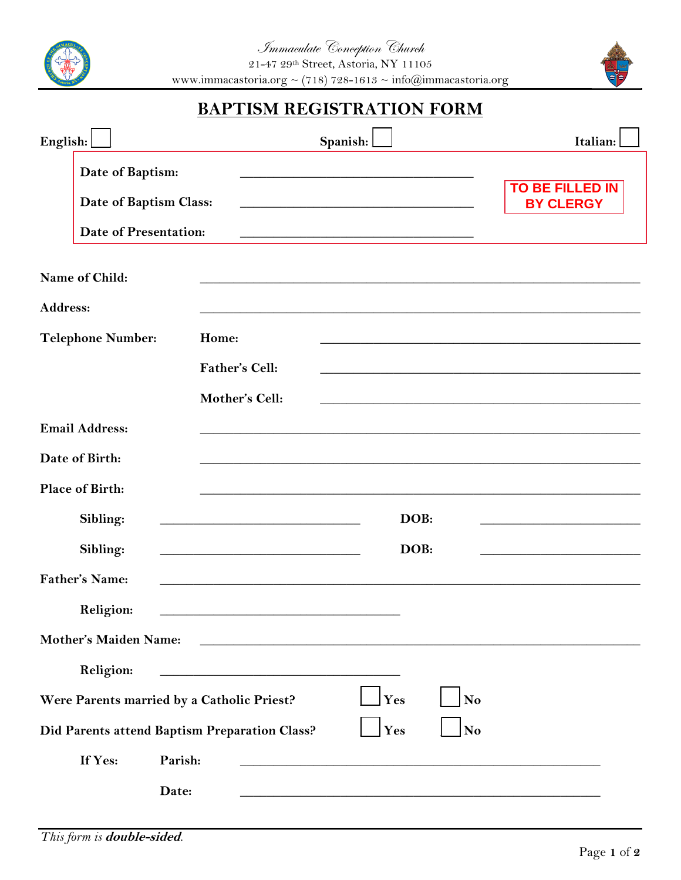*Immaculate Conception Church*
21-47 29th Street, Astoria, NY 11105
www.immacastoria.org ~ (718) 728-1613 ~ info@immacastoria.org

# BAPTISM REGISTRATION FORM

**English:** ☐ **Spanish:** ☐ **Italian:** ☐

**TO BE FILLED IN BY CLERGY**

**Date of Baptism:** ______________________________

**Date of Baptism Class:** ______________________________

**Date of Presentation:** ______________________________

**Name of Child:** ______________________________

**Address:** ______________________________

**Telephone Number:**
- **Home:** ______________________________
- **Father's Cell:** ______________________________
- **Mother's Cell:** ______________________________

**Email Address:** ______________________________

**Date of Birth:** ______________________________

**Place of Birth:** ______________________________

**Sibling:** ______________________ **DOB:** ________________

**Sibling:** ______________________ **DOB:** ________________

**Father's Name:** ______________________________

**Religion:** ______________________________

**Mother's Maiden Name:** ______________________________

**Religion:** ______________________________

**Were Parents married by a Catholic Priest?** ☐ **Yes** ☐ **No**

**Did Parents attend Baptism Preparation Class?** ☐ **Yes** ☐ **No**

**If Yes:**
- **Parish:** ______________________________
- **Date:** ______________________________

*This form is **double-sided**.*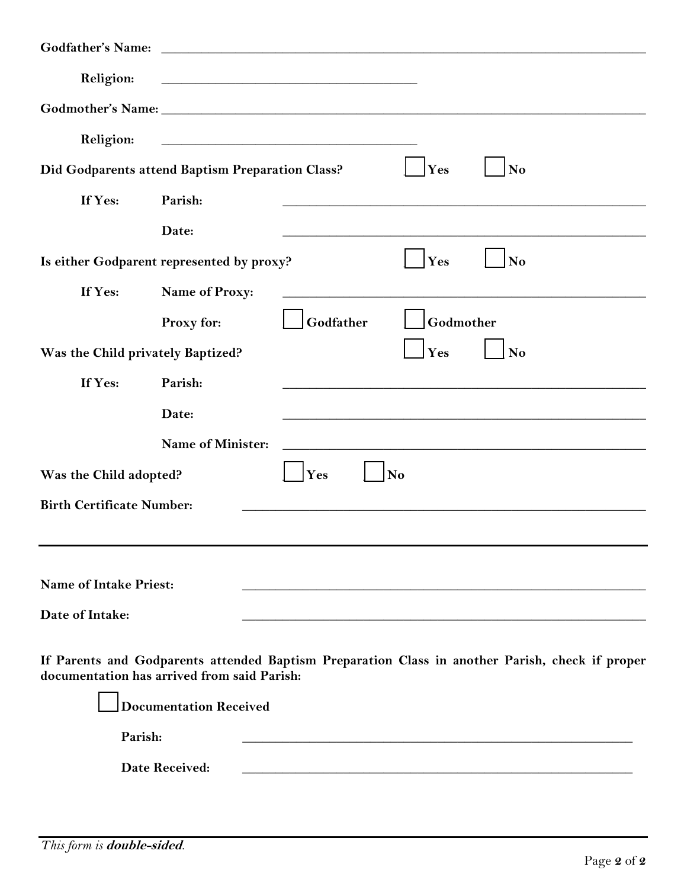**Godfather's Name:** ______________________________________________________________________

**Religion:** ________________________________________

**Godmother's Name:** ______________________________________________________________________

**Religion:** ________________________________________

**Did Godparents attend Baptism Preparation Class?** ☐ **Yes** ☐ **No**

**If Yes:** **Parish:** ________________________________________________________

**Date:** ________________________________________________________

**Is either Godparent represented by proxy?** ☐ **Yes** ☐ **No**

**If Yes:** **Name of Proxy:** ________________________________________________________

**Proxy for:** ☐ **Godfather** ☐ **Godmother**

**Was the Child privately Baptized?** ☐ **Yes** ☐ **No**

**If Yes:** **Parish:** ________________________________________________________

**Date:** ________________________________________________________

**Name of Minister:** ________________________________________________________

**Was the Child adopted?** ☐ **Yes** ☐ **No**

**Birth Certificate Number:** ________________________________________________________

---

**Name of Intake Priest:** ________________________________________________________

**Date of Intake:** ________________________________________________________

**If Parents and Godparents attended Baptism Preparation Class in another Parish, check if proper documentation has arrived from said Parish:**

☐ **Documentation Received**

**Parish:** ________________________________________________________

**Date Received:** ________________________________________________________

---

*This form is **double-sided**.*